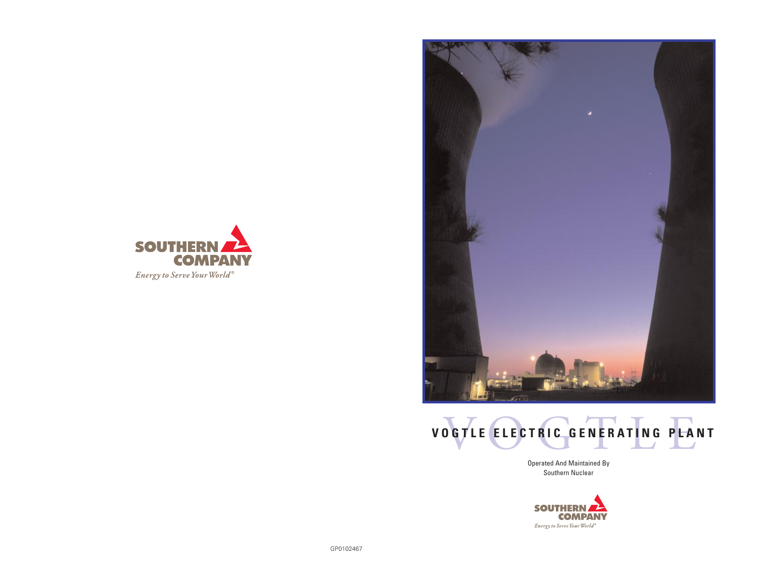SOUTHERN COMPANY

*Energy to Serve Your World®*

# VOGTLE ELECTRIC GENERATING PLANT

Operated And Maintained By
Southern Nuclear

SOUTHERN COMPANY

*Energy to Serve Your World®*

GP0102467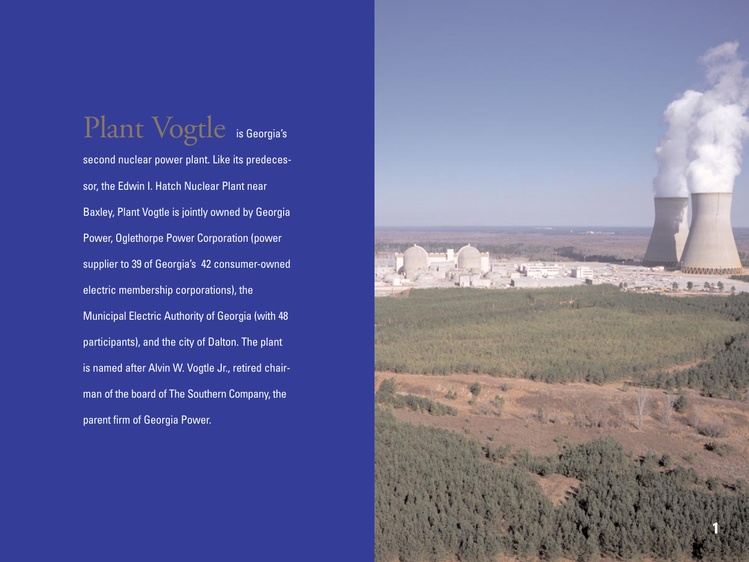Plant Vogtle is Georgia's second nuclear power plant. Like its predecessor, the Edwin I. Hatch Nuclear Plant near Baxley, Plant Vogtle is jointly owned by Georgia Power, Oglethorpe Power Corporation (power supplier to 39 of Georgia's 42 consumer-owned electric membership corporations), the Municipal Electric Authority of Georgia (with 48 participants), and the city of Dalton. The plant is named after Alvin W. Vogtle Jr., retired chairman of the board of The Southern Company, the parent firm of Georgia Power.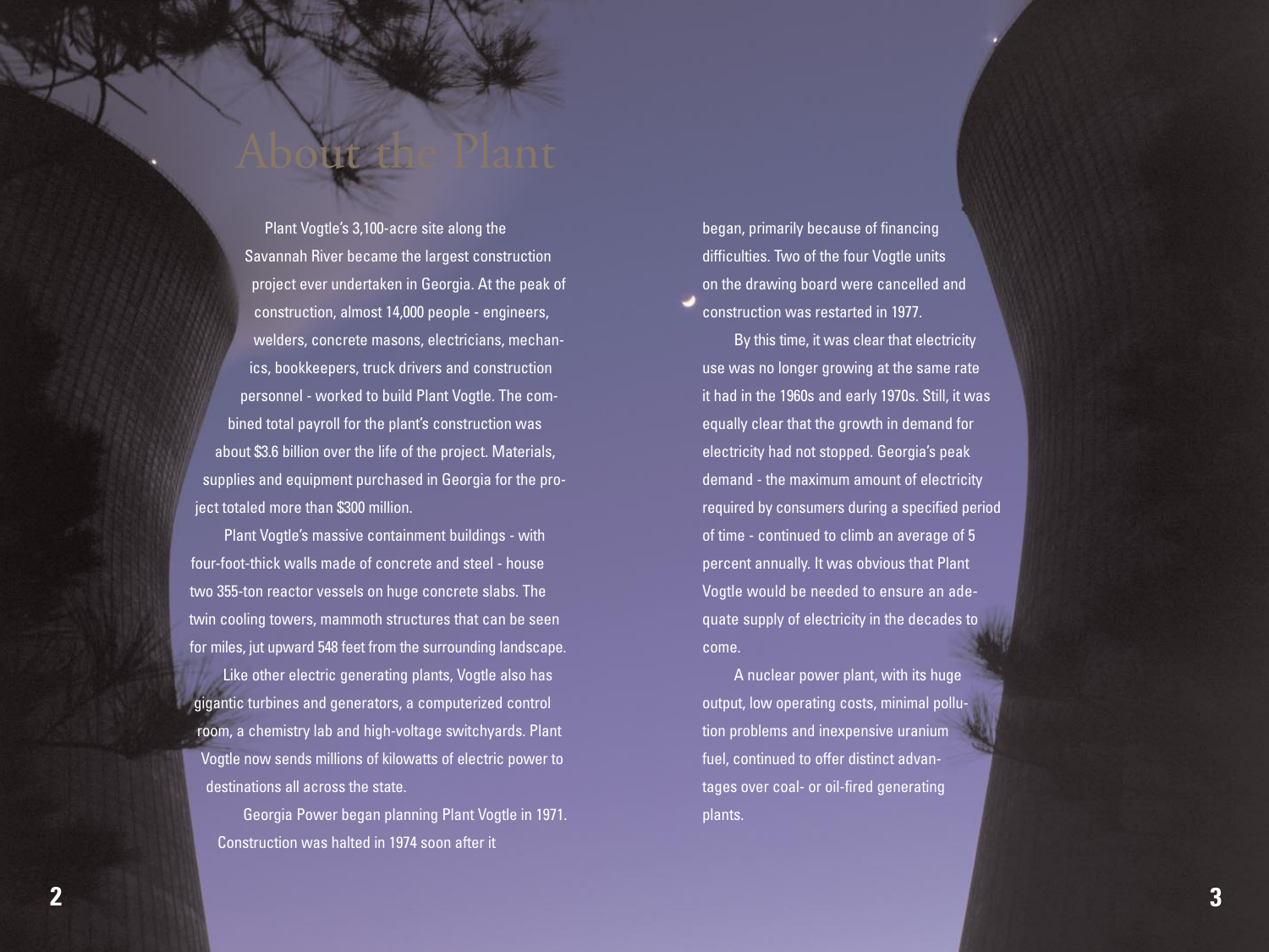# About the Plant

Plant Vogtle's 3,100-acre site along the Savannah River became the largest construction project ever undertaken in Georgia. At the peak of construction, almost 14,000 people - engineers, welders, concrete masons, electricians, mechanics, bookkeepers, truck drivers and construction personnel - worked to build Plant Vogtle. The combined total payroll for the plant's construction was about $3.6 billion over the life of the project. Materials, supplies and equipment purchased in Georgia for the project totaled more than $300 million.

Plant Vogtle's massive containment buildings - with four-foot-thick walls made of concrete and steel - house two 355-ton reactor vessels on huge concrete slabs. The twin cooling towers, mammoth structures that can be seen for miles, jut upward 548 feet from the surrounding landscape.

Like other electric generating plants, Vogtle also has gigantic turbines and generators, a computerized control room, a chemistry lab and high-voltage switchyards. Plant Vogtle now sends millions of kilowatts of electric power to destinations all across the state.

Georgia Power began planning Plant Vogtle in 1971. Construction was halted in 1974 soon after it began, primarily because of financing difficulties. Two of the four Vogtle units on the drawing board were cancelled and construction was restarted in 1977.

By this time, it was clear that electricity use was no longer growing at the same rate it had in the 1960s and early 1970s. Still, it was equally clear that the growth in demand for electricity had not stopped. Georgia's peak demand - the maximum amount of electricity required by consumers during a specified period of time - continued to climb an average of 5 percent annually. It was obvious that Plant Vogtle would be needed to ensure an adequate supply of electricity in the decades to come.

A nuclear power plant, with its huge output, low operating costs, minimal pollution problems and inexpensive uranium fuel, continued to offer distinct advantages over coal- or oil-fired generating plants.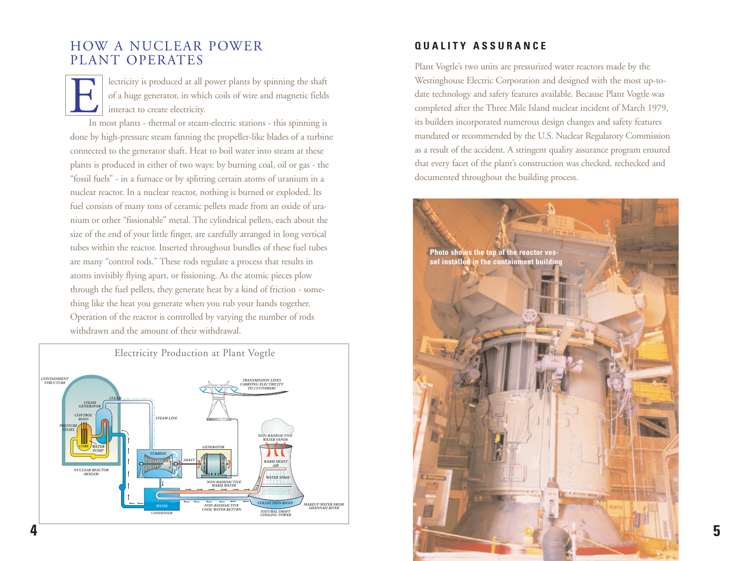# HOW A NUCLEAR POWER PLANT OPERATES

Electricity is produced at all power plants by spinning the shaft of a huge generator, in which coils of wire and magnetic fields interact to create electricity.

In most plants - thermal or steam-electric stations - this spinning is done by high-pressure steam fanning the propeller-like blades of a turbine connected to the generator shaft. Heat to boil water into steam at these plants is produced in either of two ways: by burning coal, oil or gas - the "fossil fuels" - in a furnace or by splitting certain atoms of uranium in a nuclear reactor. In a nuclear reactor, nothing is burned or exploded. Its fuel consists of many tons of ceramic pellets made from an oxide of uranium or other "fissionable" metal. The cylindrical pellets, each about the size of the end of your little finger, are carefully arranged in long vertical tubes within the reactor. Inserted throughout bundles of these fuel tubes are many "control rods." These rods regulate a process that results in atoms invisibly flying apart, or fissioning. As the atomic pieces plow through the fuel pellets, they generate heat by a kind of friction - something like the heat you generate when you rub your hands together. Operation of the reactor is controlled by varying the number of rods withdrawn and the amount of their withdrawal.

Electricity Production at Plant Vogtle

CONTAINMENT STRUCTURE, STEAM, STEAM GENERATOR, CONTROL RODS, PRESSURE VESSEL, CORE, WATER PUMP, NUCLEAR REACTOR (BOILER), STEAM LINE, TURBINE, SHAFT, GENERATOR, TRANSMISSION LINES CARRYING ELECTRICITY TO CUSTOMERS, NON-RADIOACTIVE WATER VAPOR, WARM MOIST AIR, WATER SPRAY, NON-RADIOACTIVE WARM WATER, WATER, CONDENSER, NON-RADIOACTIVE COOL WATER RETURN, COLLECTION BASIN, NATURAL DRAFT COOLING TOWER, MAKEUP WATER FROM SAVANNAH RIVER

## QUALITY ASSURANCE

Plant Vogtle's two units are pressurized water reactors made by the Westinghouse Electric Corporation and designed with the most up-to-date technology and safety features available. Because Plant Vogtle was completed after the Three Mile Island nuclear incident of March 1979, its builders incorporated numerous design changes and safety features mandated or recommended by the U.S. Nuclear Regulatory Commission as a result of the accident. A stringent quality assurance program ensured that every facet of the plant's construction was checked, rechecked and documented throughout the building process.

Photo shows the top of the reactor vessel installed in the containment building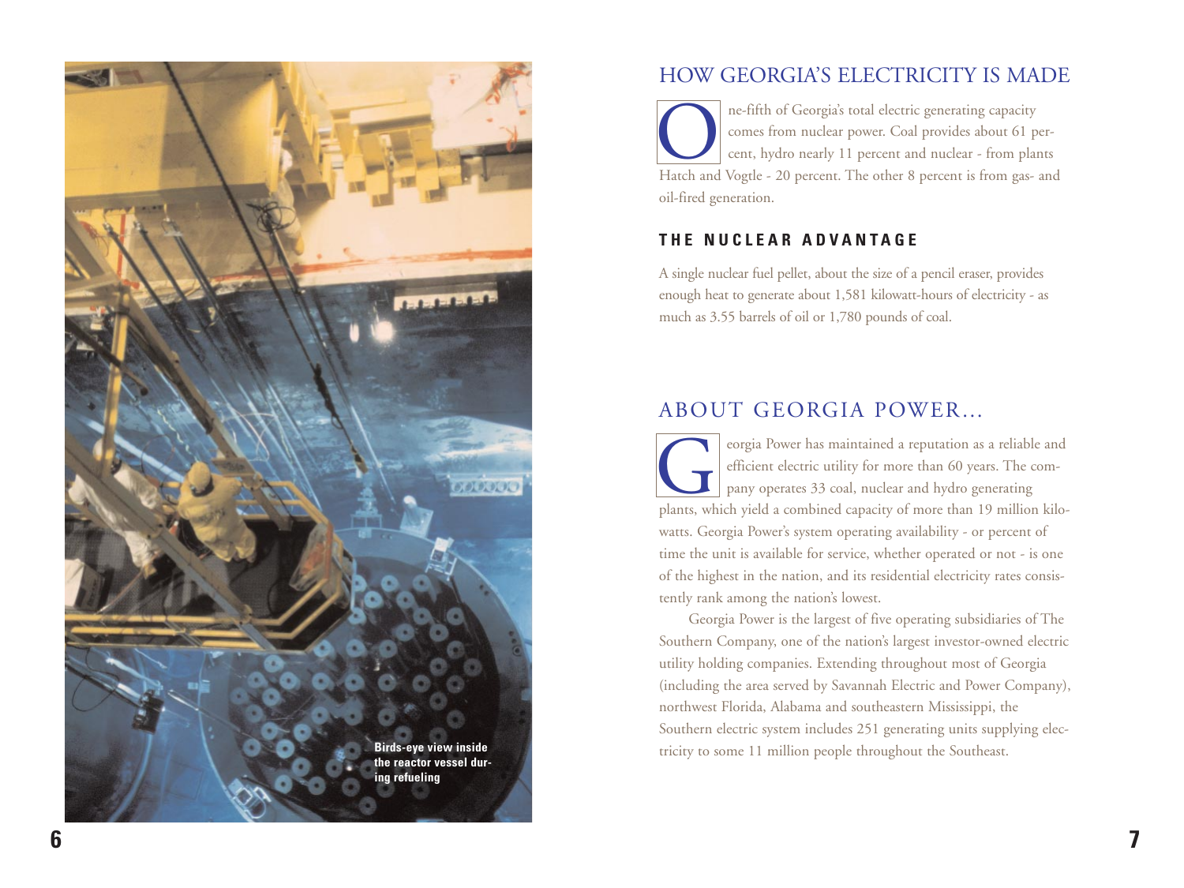Birds-eye view inside the reactor vessel during refueling

## HOW GEORGIA'S ELECTRICITY IS MADE

One-fifth of Georgia's total electric generating capacity comes from nuclear power. Coal provides about 61 percent, hydro nearly 11 percent and nuclear - from plants Hatch and Vogtle - 20 percent. The other 8 percent is from gas- and oil-fired generation.

### THE NUCLEAR ADVANTAGE

A single nuclear fuel pellet, about the size of a pencil eraser, provides enough heat to generate about 1,581 kilowatt-hours of electricity - as much as 3.55 barrels of oil or 1,780 pounds of coal.

## ABOUT GEORGIA POWER...

Georgia Power has maintained a reputation as a reliable and efficient electric utility for more than 60 years. The company operates 33 coal, nuclear and hydro generating plants, which yield a combined capacity of more than 19 million kilowatts. Georgia Power's system operating availability - or percent of time the unit is available for service, whether operated or not - is one of the highest in the nation, and its residential electricity rates consistently rank among the nation's lowest.

Georgia Power is the largest of five operating subsidiaries of The Southern Company, one of the nation's largest investor-owned electric utility holding companies. Extending throughout most of Georgia (including the area served by Savannah Electric and Power Company), northwest Florida, Alabama and southeastern Mississippi, the Southern electric system includes 251 generating units supplying electricity to some 11 million people throughout the Southeast.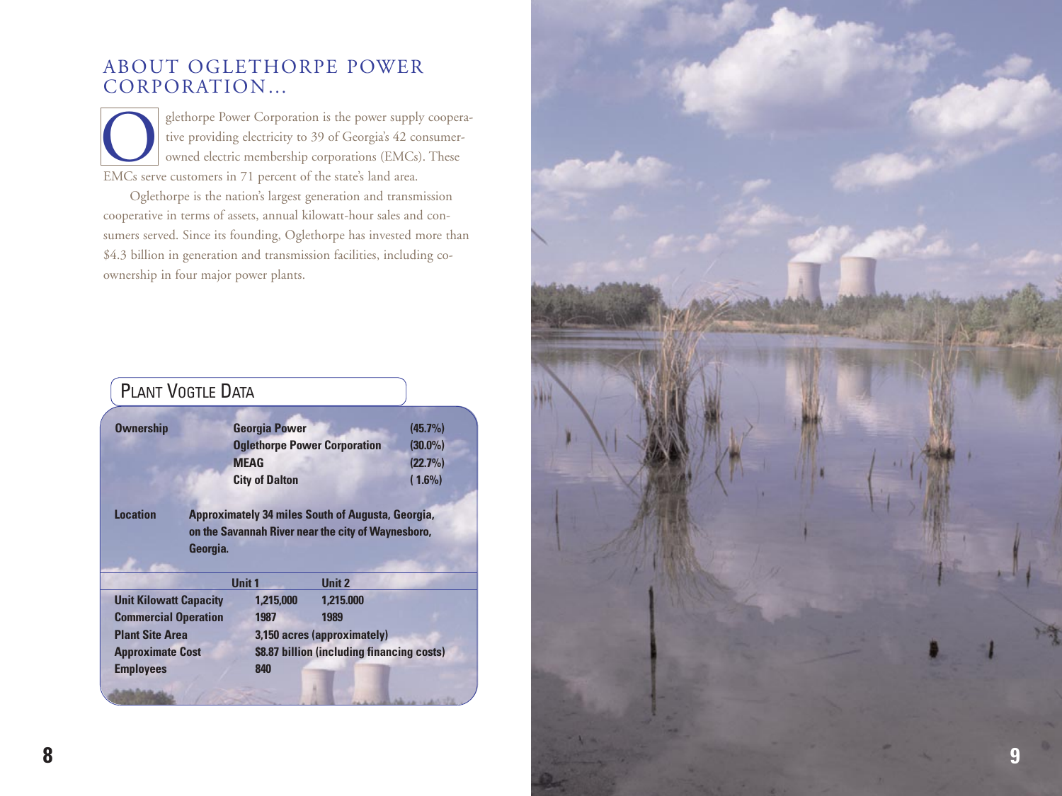# ABOUT OGLETHORPE POWER CORPORATION…

Oglethorpe Power Corporation is the power supply cooperative providing electricity to 39 of Georgia's 42 consumer-owned electric membership corporations (EMCs). These EMCs serve customers in 71 percent of the state's land area.

Oglethorpe is the nation's largest generation and transmission cooperative in terms of assets, annual kilowatt-hour sales and consumers served. Since its founding, Oglethorpe has invested more than $4.3 billion in generation and transmission facilities, including co-ownership in four major power plants.

## PLANT VOGTLE DATA

**Ownership**

| | |
|---|---|
| **Georgia Power** | **(45.7%)** |
| **Oglethorpe Power Corporation** | **(30.0%)** |
| **MEAG** | **(22.7%)** |
| **City of Dalton** | **( 1.6%)** |

**Location** Approximately 34 miles South of Augusta, Georgia, on the Savannah River near the city of Waynesboro, Georgia.

| | Unit 1 | Unit 2 |
|---|---|---|
| **Unit Kilowatt Capacity** | 1,215,000 | 1,215.000 |
| **Commercial Operation** | 1987 | 1989 |
| **Plant Site Area** | 3,150 acres (approximately) | |
| **Approximate Cost** | $8.87 billion (including financing costs) | |
| **Employees** | 840 | |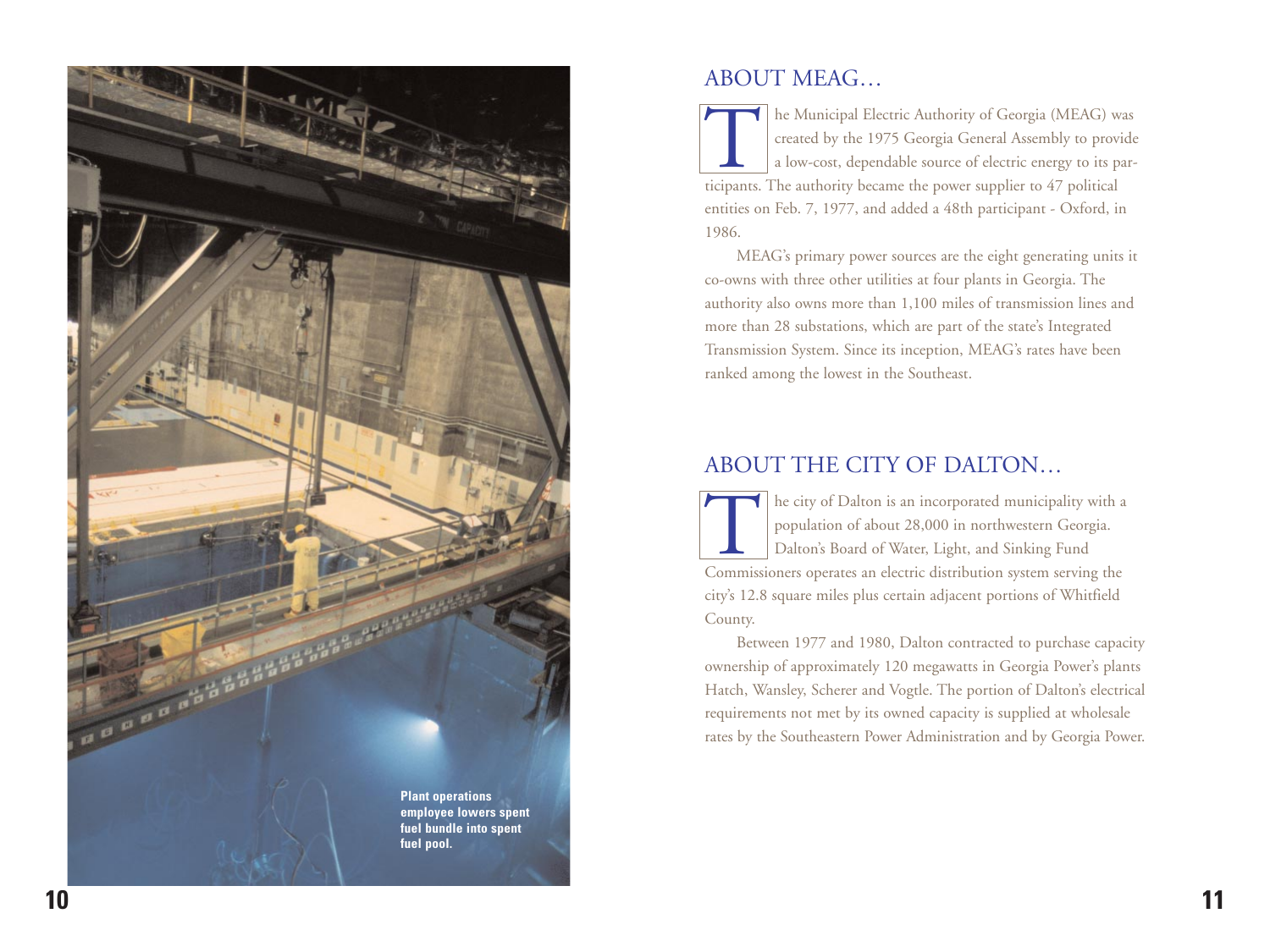Plant operations employee lowers spent fuel bundle into spent fuel pool.

## ABOUT MEAG…

The Municipal Electric Authority of Georgia (MEAG) was created by the 1975 Georgia General Assembly to provide a low-cost, dependable source of electric energy to its participants. The authority became the power supplier to 47 political entities on Feb. 7, 1977, and added a 48th participant - Oxford, in 1986.

MEAG's primary power sources are the eight generating units it co-owns with three other utilities at four plants in Georgia. The authority also owns more than 1,100 miles of transmission lines and more than 28 substations, which are part of the state's Integrated Transmission System. Since its inception, MEAG's rates have been ranked among the lowest in the Southeast.

## ABOUT THE CITY OF DALTON…

The city of Dalton is an incorporated municipality with a population of about 28,000 in northwestern Georgia. Dalton's Board of Water, Light, and Sinking Fund Commissioners operates an electric distribution system serving the city's 12.8 square miles plus certain adjacent portions of Whitfield County.

Between 1977 and 1980, Dalton contracted to purchase capacity ownership of approximately 120 megawatts in Georgia Power's plants Hatch, Wansley, Scherer and Vogtle. The portion of Dalton's electrical requirements not met by its owned capacity is supplied at wholesale rates by the Southeastern Power Administration and by Georgia Power.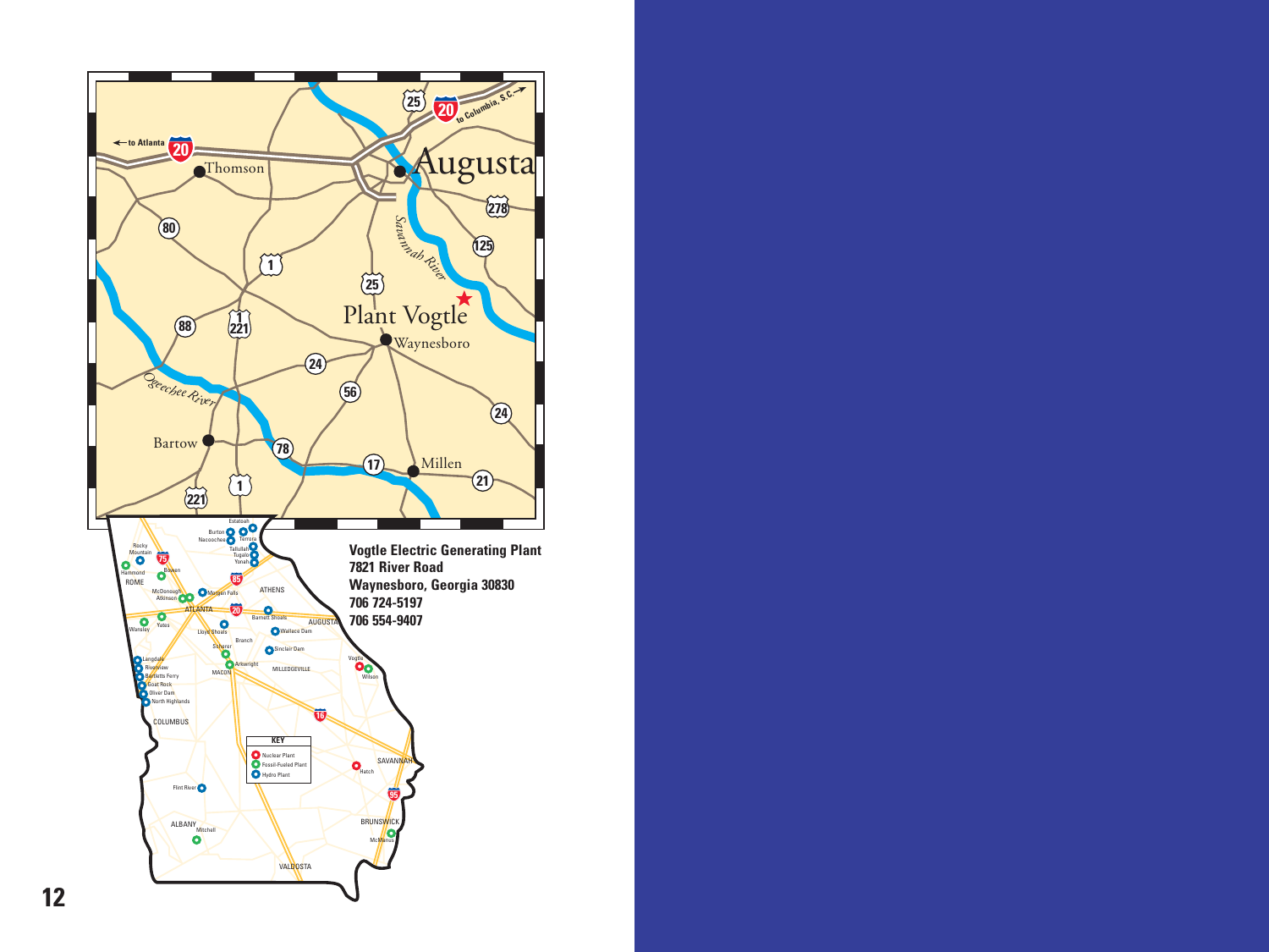**Vogtle Electric Generating Plant**
**7821 River Road**
**Waynesboro, Georgia 30830**
**706 724-5197**
**706 554-9407**